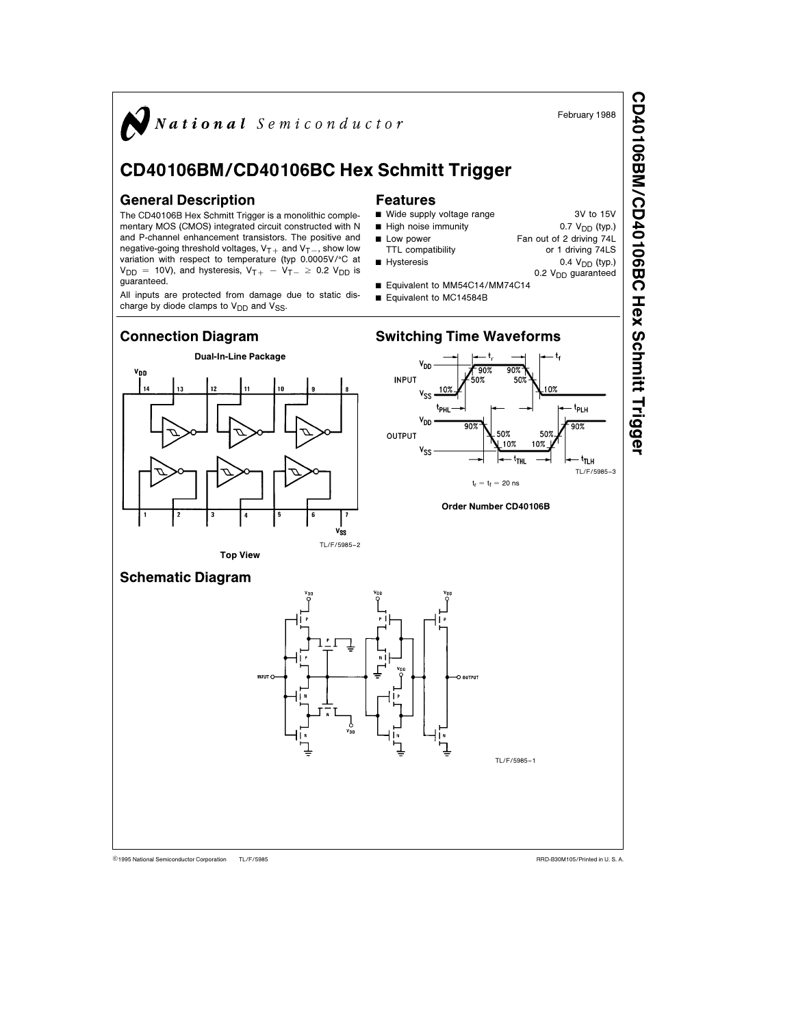National Semiconductor

February 1988

# CD40106BM/CD40106BC Hex Schmitt Trigger

## General Description

The CD40106B Hex Schmitt Trigger is a monolithic complementary MOS (CMOS) integrated circuit constructed with N and P-channel enhancement transistors. The positive and negative-going threshold voltages, $V_{T+}$ and $V_{T-}$, show low variation with respect to temperature (typ 0.0005V/°C at $V_{DD}$ = 10V), and hysteresis, $V_{T+} - V_{T-} \geq 0.2\ V_{DD}$ is guaranteed.

All inputs are protected from damage due to static discharge by diode clamps to $V_{DD}$ and $V_{SS}$.

## Features

- Wide supply voltage range: 3V to 15V
- High noise immunity: 0.7 $V_{DD}$ (typ.)
- Low power TTL compatibility: Fan out of 2 driving 74L or 1 driving 74LS
- Hysteresis: 0.4 $V_{DD}$ (typ.), 0.2 $V_{DD}$ guaranteed
- Equivalent to MM54C14/MM74C14
- Equivalent to MC14584B

## Connection Diagram

**Dual-In-Line Package**

TL/F/5985–2

**Top View**

## Switching Time Waveforms

$t_r = t_f = 20$ ns

TL/F/5985–3

**Order Number CD40106B**

## Schematic Diagram

TL/F/5985–1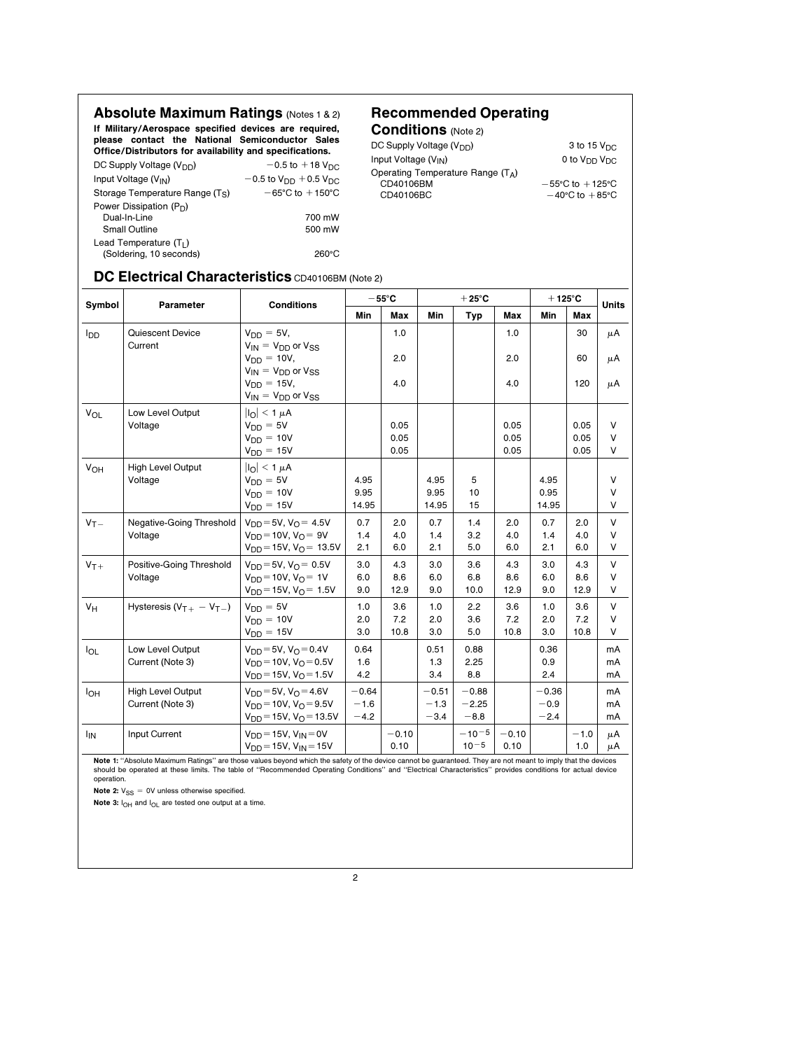## Absolute Maximum Ratings (Notes 1 & 2)

**If Military/Aerospace specified devices are required, please contact the National Semiconductor Sales Office/Distributors for availability and specifications.**

| | |
|---|---|
| DC Supply Voltage ($V_{DD}$) | −0.5 to +18 $V_{DC}$ |
| Input Voltage ($V_{IN}$) | −0.5 to $V_{DD}$ +0.5 $V_{DC}$ |
| Storage Temperature Range ($T_S$) | −65°C to +150°C |
| Power Dissipation ($P_D$) | |
| Dual-In-Line | 700 mW |
| Small Outline | 500 mW |
| Lead Temperature ($T_L$) (Soldering, 10 seconds) | 260°C |

## Recommended Operating Conditions (Note 2)

| | |
|---|---|
| DC Supply Voltage ($V_{DD}$) | 3 to 15 $V_{DC}$ |
| Input Voltage ($V_{IN}$) | 0 to $V_{DD}$ $V_{DC}$ |
| Operating Temperature Range ($T_A$) | |
| CD40106BM | −55°C to +125°C |
| CD40106BC | −40°C to +85°C |

## DC Electrical Characteristics CD40106BM (Note 2)

| Symbol | Parameter | Conditions | −55°C | | +25°C | | | +125°C | | Units |
|---|---|---|---|---|---|---|---|---|---|---|
| | | | Min | Max | Min | Typ | Max | Min | Max | |
| $I_{DD}$ | Quiescent Device Current | $V_{DD}$ = 5V, $V_{IN}$ = $V_{DD}$ or $V_{SS}$ | | 1.0 | | | 1.0 | | 30 | μA |
| | | $V_{DD}$ = 10V, $V_{IN}$ = $V_{DD}$ or $V_{SS}$ | | 2.0 | | | 2.0 | | 60 | μA |
| | | $V_{DD}$ = 15V, $V_{IN}$ = $V_{DD}$ or $V_{SS}$ | | 4.0 | | | 4.0 | | 120 | μA |
| $V_{OL}$ | Low Level Output Voltage | $\lvert I_O \rvert$ < 1 μA | | | | | | | | |
| | | $V_{DD}$ = 5V | | 0.05 | | | 0.05 | | 0.05 | V |
| | | $V_{DD}$ = 10V | | 0.05 | | | 0.05 | | 0.05 | V |
| | | $V_{DD}$ = 15V | | 0.05 | | | 0.05 | | 0.05 | V |
| $V_{OH}$ | High Level Output Voltage | $\lvert I_O \rvert$ < 1 μA | | | | | | | | |
| | | $V_{DD}$ = 5V | 4.95 | | 4.95 | 5 | | 4.95 | | V |
| | | $V_{DD}$ = 10V | 9.95 | | 9.95 | 10 | | 0.95 | | V |
| | | $V_{DD}$ = 15V | 14.95 | | 14.95 | 15 | | 14.95 | | V |
| $V_{T-}$ | Negative-Going Threshold Voltage | $V_{DD}$=5V, $V_O$= 4.5V | 0.7 | 2.0 | 0.7 | 1.4 | 2.0 | 0.7 | 2.0 | V |
| | | $V_{DD}$=10V, $V_O$= 9V | 1.4 | 4.0 | 1.4 | 3.2 | 4.0 | 1.4 | 4.0 | V |
| | | $V_{DD}$=15V, $V_O$= 13.5V | 2.1 | 6.0 | 2.1 | 5.0 | 6.0 | 2.1 | 6.0 | V |
| $V_{T+}$ | Positive-Going Threshold Voltage | $V_{DD}$=5V, $V_O$= 0.5V | 3.0 | 4.3 | 3.0 | 3.6 | 4.3 | 3.0 | 4.3 | V |
| | | $V_{DD}$=10V, $V_O$= 1V | 6.0 | 8.6 | 6.0 | 6.8 | 8.6 | 6.0 | 8.6 | V |
| | | $V_{DD}$=15V, $V_O$= 1.5V | 9.0 | 12.9 | 9.0 | 10.0 | 12.9 | 9.0 | 12.9 | V |
| $V_H$ | Hysteresis ($V_{T+}$ − $V_{T-}$) | $V_{DD}$ = 5V | 1.0 | 3.6 | 1.0 | 2.2 | 3.6 | 1.0 | 3.6 | V |
| | | $V_{DD}$ = 10V | 2.0 | 7.2 | 2.0 | 3.6 | 7.2 | 2.0 | 7.2 | V |
| | | $V_{DD}$ = 15V | 3.0 | 10.8 | 3.0 | 5.0 | 10.8 | 3.0 | 10.8 | V |
| $I_{OL}$ | Low Level Output Current (Note 3) | $V_{DD}$=5V, $V_O$=0.4V | 0.64 | | 0.51 | 0.88 | | 0.36 | | mA |
| | | $V_{DD}$=10V, $V_O$=0.5V | 1.6 | | 1.3 | 2.25 | | 0.9 | | mA |
| | | $V_{DD}$=15V, $V_O$=1.5V | 4.2 | | 3.4 | 8.8 | | 2.4 | | mA |
| $I_{OH}$ | High Level Output Current (Note 3) | $V_{DD}$=5V, $V_O$=4.6V | −0.64 | | −0.51 | −0.88 | | −0.36 | | mA |
| | | $V_{DD}$=10V, $V_O$=9.5V | −1.6 | | −1.3 | −2.25 | | −0.9 | | mA |
| | | $V_{DD}$=15V, $V_O$=13.5V | −4.2 | | −3.4 | −8.8 | | −2.4 | | mA |
| $I_{IN}$ | Input Current | $V_{DD}$=15V, $V_{IN}$=0V | | −0.10 | | $-10^{-5}$ | −0.10 | | −1.0 | μA |
| | | $V_{DD}$=15V, $V_{IN}$=15V | | 0.10 | | $10^{-5}$ | 0.10 | | 1.0 | μA |

**Note 1:** "Absolute Maximum Ratings" are those values beyond which the safety of the device cannot be guaranteed. They are not meant to imply that the devices should be operated at these limits. The table of "Recommended Operating Conditions" and "Electrical Characteristics" provides conditions for actual device operation.

**Note 2:** $V_{SS}$ = 0V unless otherwise specified.

**Note 3:** $I_{OH}$ and $I_{OL}$ are tested one output at a time.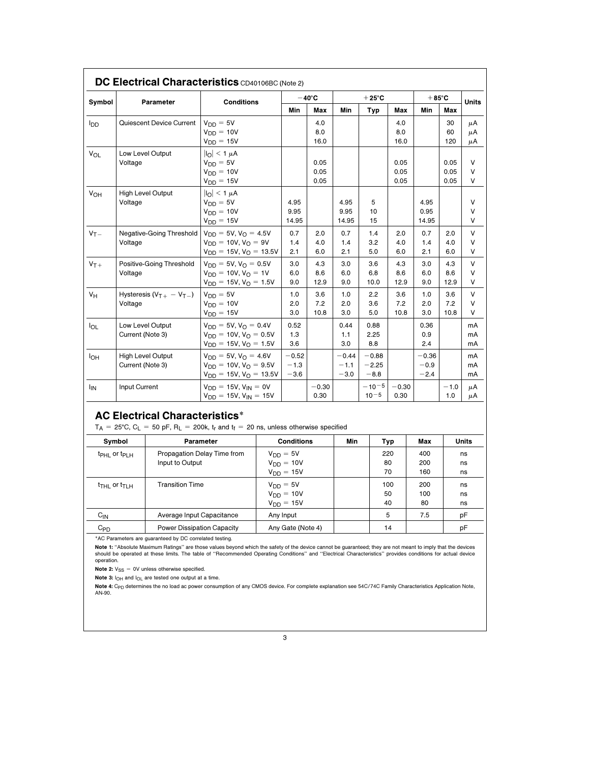## DC Electrical Characteristics CD40106BC (Note 2)

| Symbol | Parameter | Conditions | −40°C | | +25°C | | | +85°C | | Units |
|---|---|---|---|---|---|---|---|---|---|---|
| | | | Min | Max | Min | Typ | Max | Min | Max | |
| $I_{DD}$ | Quiescent Device Current | $V_{DD}$ = 5V<br>$V_{DD}$ = 10V<br>$V_{DD}$ = 15V | | 4.0<br>8.0<br>16.0 | | | 4.0<br>8.0<br>16.0 | | 30<br>60<br>120 | μA<br>μA<br>μA |
| $V_{OL}$ | Low Level Output Voltage | $\|I_O\|$ < 1 μA<br>$V_{DD}$ = 5V<br>$V_{DD}$ = 10V<br>$V_{DD}$ = 15V | | 0.05<br>0.05<br>0.05 | | | 0.05<br>0.05<br>0.05 | | 0.05<br>0.05<br>0.05 | V<br>V<br>V |
| $V_{OH}$ | High Level Output Voltage | $\|I_O\|$ < 1 μA<br>$V_{DD}$ = 5V<br>$V_{DD}$ = 10V<br>$V_{DD}$ = 15V | 4.95<br>9.95<br>14.95 | | 4.95<br>9.95<br>14.95 | 5<br>10<br>15 | | 4.95<br>0.95<br>14.95 | | V<br>V<br>V |
| $V_{T-}$ | Negative-Going Threshold Voltage | $V_{DD}$ = 5V, $V_O$ = 4.5V<br>$V_{DD}$ = 10V, $V_O$ = 9V<br>$V_{DD}$ = 15V, $V_O$ = 13.5V | 0.7<br>1.4<br>2.1 | 2.0<br>4.0<br>6.0 | 0.7<br>1.4<br>2.1 | 1.4<br>3.2<br>5.0 | 2.0<br>4.0<br>6.0 | 0.7<br>1.4<br>2.1 | 2.0<br>4.0<br>6.0 | V<br>V<br>V |
| $V_{T+}$ | Positive-Going Threshold Voltage | $V_{DD}$ = 5V, $V_O$ = 0.5V<br>$V_{DD}$ = 10V, $V_O$ = 1V<br>$V_{DD}$ = 15V, $V_O$ = 1.5V | 3.0<br>6.0<br>9.0 | 4.3<br>8.6<br>12.9 | 3.0<br>6.0<br>9.0 | 3.6<br>6.8<br>10.0 | 4.3<br>8.6<br>12.9 | 3.0<br>6.0<br>9.0 | 4.3<br>8.6<br>12.9 | V<br>V<br>V |
| $V_H$ | Hysteresis ($V_{T+} - V_{T-}$) Voltage | $V_{DD}$ = 5V<br>$V_{DD}$ = 10V<br>$V_{DD}$ = 15V | 1.0<br>2.0<br>3.0 | 3.6<br>7.2<br>10.8 | 1.0<br>2.0<br>3.0 | 2.2<br>3.6<br>5.0 | 3.6<br>7.2<br>10.8 | 1.0<br>2.0<br>3.0 | 3.6<br>7.2<br>10.8 | V<br>V<br>V |
| $I_{OL}$ | Low Level Output Current (Note 3) | $V_{DD}$ = 5V, $V_O$ = 0.4V<br>$V_{DD}$ = 10V, $V_O$ = 0.5V<br>$V_{DD}$ = 15V, $V_O$ = 1.5V | 0.52<br>1.3<br>3.6 | | 0.44<br>1.1<br>3.0 | 0.88<br>2.25<br>8.8 | | 0.36<br>0.9<br>2.4 | | mA<br>mA<br>mA |
| $I_{OH}$ | High Level Output Current (Note 3) | $V_{DD}$ = 5V, $V_O$ = 4.6V<br>$V_{DD}$ = 10V, $V_O$ = 9.5V<br>$V_{DD}$ = 15V, $V_O$ = 13.5V | −0.52<br>−1.3<br>−3.6 | | −0.44<br>−1.1<br>−3.0 | −0.88<br>−2.25<br>−8.8 | | −0.36<br>−0.9<br>−2.4 | | mA<br>mA<br>mA |
| $I_{IN}$ | Input Current | $V_{DD}$ = 15V, $V_{IN}$ = 0V<br>$V_{DD}$ = 15V, $V_{IN}$ = 15V | | −0.30<br>0.30 | | $-10^{-5}$<br>$10^{-5}$ | −0.30<br>0.30 | | −1.0<br>1.0 | μA<br>μA |

## AC Electrical Characteristics*

$T_A$ = 25°C, $C_L$ = 50 pF, $R_L$ = 200k, $t_r$ and $t_f$ = 20 ns, unless otherwise specified

| Symbol | Parameter | Conditions | Min | Typ | Max | Units |
|---|---|---|---|---|---|---|
| $t_{PHL}$ or $t_{PLH}$ | Propagation Delay Time from Input to Output | $V_{DD}$ = 5V<br>$V_{DD}$ = 10V<br>$V_{DD}$ = 15V | | 220<br>80<br>70 | 400<br>200<br>160 | ns<br>ns<br>ns |
| $t_{THL}$ or $t_{TLH}$ | Transition Time | $V_{DD}$ = 5V<br>$V_{DD}$ = 10V<br>$V_{DD}$ = 15V | | 100<br>50<br>40 | 200<br>100<br>80 | ns<br>ns<br>ns |
| $C_{IN}$ | Average Input Capacitance | Any Input | | 5 | 7.5 | pF |
| $C_{PD}$ | Power Dissipation Capacity | Any Gate (Note 4) | | 14 | | pF |

*AC Parameters are guaranteed by DC correlated testing.

**Note 1:** "Absolute Maximum Ratings" are those values beyond which the safety of the device cannot be guaranteed; they are not meant to imply that the devices should be operated at these limits. The table of "Recommended Operating Conditions" and "Electrical Characteristics" provides conditions for actual device operation.

**Note 2:** $V_{SS}$ = 0V unless otherwise specified.

**Note 3:** $I_{OH}$ and $I_{OL}$ are tested one output at a time.

**Note 4:** $C_{PD}$ determines the no load ac power consumption of any CMOS device. For complete explanation see 54C/74C Family Characteristics Application Note, AN-90.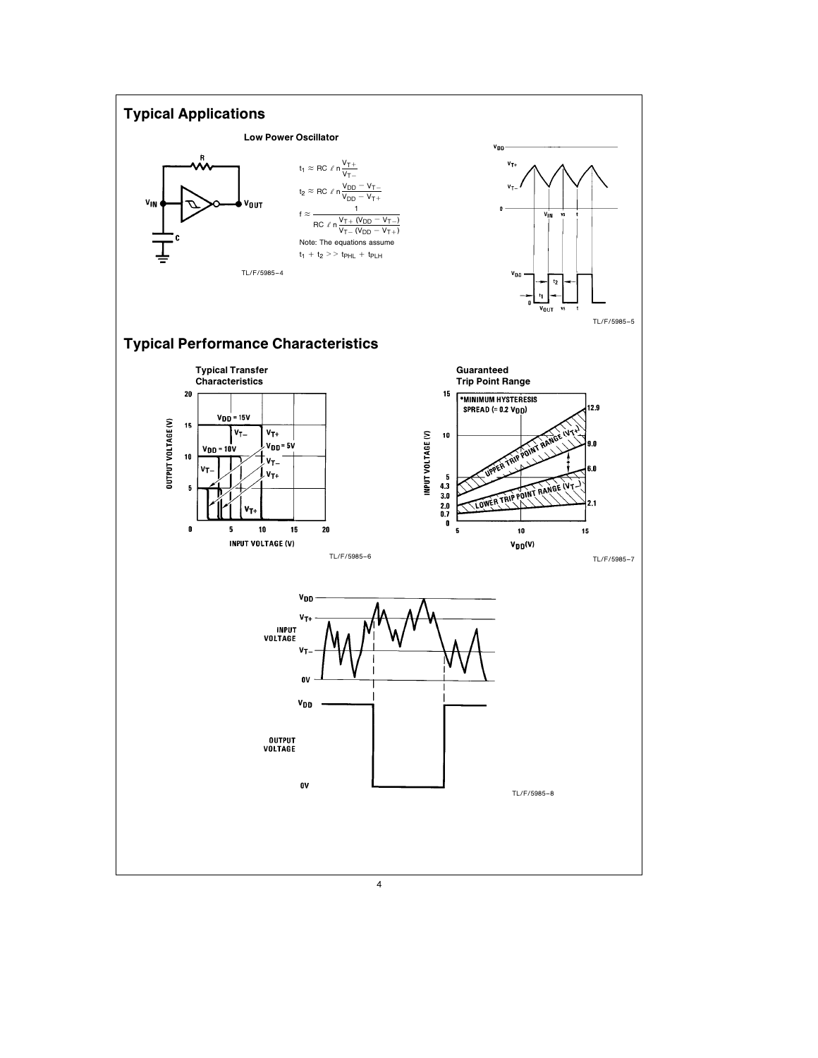## Typical Applications

### Low Power Oscillator

$$t_1 \approx RC \, \ell n \frac{V_{T+}}{V_{T-}}$$

$$t_2 \approx RC \, \ell n \frac{V_{DD} - V_{T-}}{V_{DD} - V_{T+}}$$

$$f \approx \frac{1}{RC \, \ell n \frac{V_{T+} (V_{DD} - V_{T-})}{V_{T-} (V_{DD} - V_{T+})}}$$

Note: The equations assume $t_1 + t_2 >> t_{PHL} + t_{PLH}$

TL/F/5985–4

TL/F/5985–5

## Typical Performance Characteristics

**Typical Transfer Characteristics**

TL/F/5985–6

**Guaranteed Trip Point Range**

TL/F/5985–7

TL/F/5985–8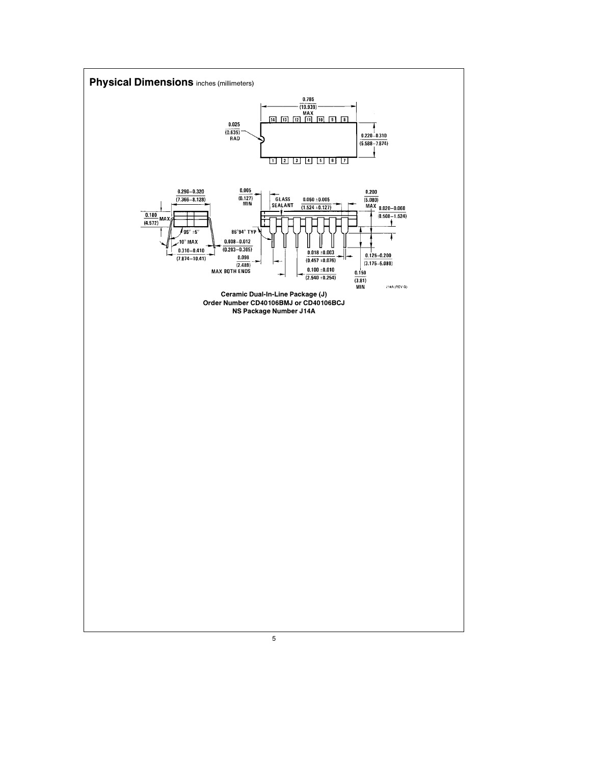## Physical Dimensions inches (millimeters)

**Ceramic Dual-In-Line Package (J)**
**Order Number CD40106BMJ or CD40106BCJ**
**NS Package Number J14A**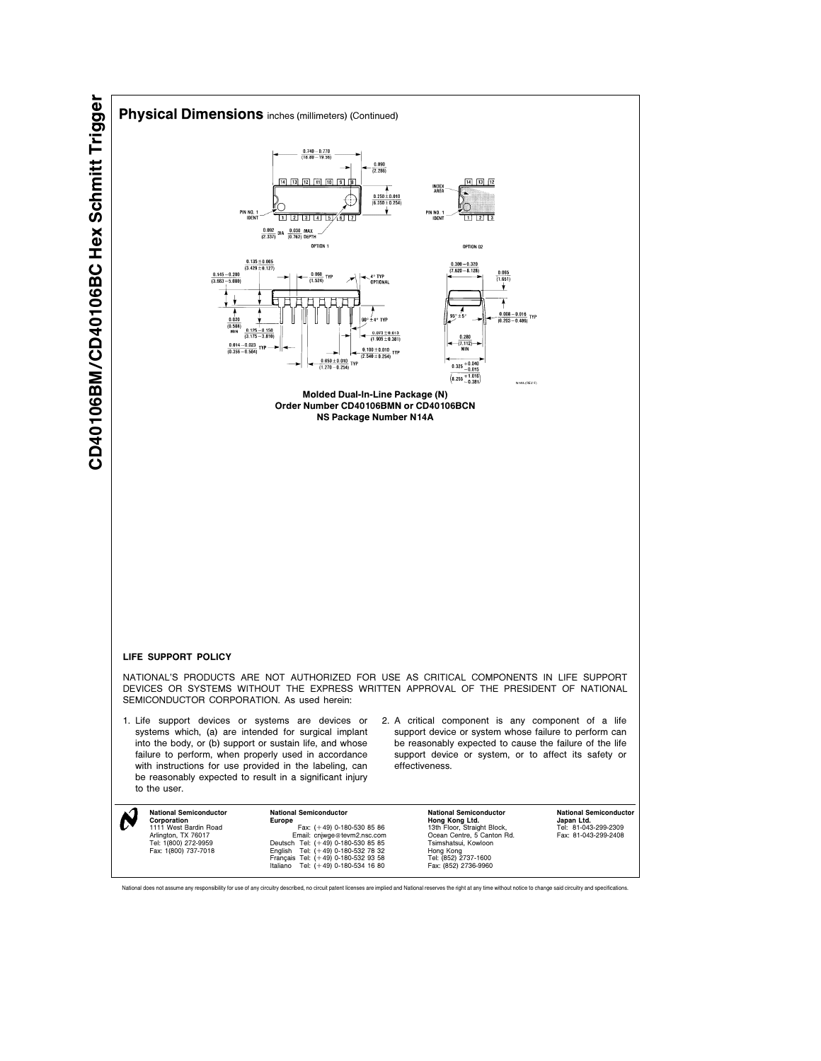## Physical Dimensions inches (millimeters) (Continued)

0.740 – 0.770
(18.80 – 19.56)

0.090
(2.286)

14 13 12 11 10 9 8

0.250 ± 0.010
(6.350 ± 0.254)

PIN NO. 1
IDENT

1 2 3 4 5 6 7

0.092
(2.337) DIA

0.030 MAX
(0.762) DEPTH

OPTION 1

INDEX
AREA

14 13 12

PIN NO. 1
IDENT

1 2 3

OPTION 02

0.135 ± 0.005
(3.429 ± 0.127)

0.145 – 0.200
(3.683 – 5.080)

0.060
(1.524) TYP

4° TYP
OPTIONAL

0.020
(0.508)
MIN

0.125 – 0.150
(3.175 – 3.810)

0.014 – 0.023
(0.356 – 0.584) TYP

90° ± 4° TYP

0.075 ± 0.015
(1.905 ± 0.381)

0.100 ± 0.010
(2.540 ± 0.254) TYP

0.050 ± 0.010
(1.270 ± 0.254) TYP

0.300 – 0.320
(7.620 – 8.128)

0.065
(1.651)

95° ± 5°

0.008 – 0.016
(0.203 – 0.406) TYP

0.280
(7.112)
MIN

0.325 +0.040 −0.015
(8.255 +1.016 −0.381)

N14A (REV F)

**Molded Dual-In-Line Package (N)**
**Order Number CD40106BMN or CD40106BCN**
**NS Package Number N14A**

### LIFE SUPPORT POLICY

NATIONAL'S PRODUCTS ARE NOT AUTHORIZED FOR USE AS CRITICAL COMPONENTS IN LIFE SUPPORT DEVICES OR SYSTEMS WITHOUT THE EXPRESS WRITTEN APPROVAL OF THE PRESIDENT OF NATIONAL SEMICONDUCTOR CORPORATION. As used herein:

1. Life support devices or systems are devices or systems which, (a) are intended for surgical implant into the body, or (b) support or sustain life, and whose failure to perform, when properly used in accordance with instructions for use provided in the labeling, can be reasonably expected to result in a significant injury to the user.

2. A critical component is any component of a life support device or system whose failure to perform can be reasonably expected to cause the failure of the life support device or system, or to affect its safety or effectiveness.

**National Semiconductor Corporation**
1111 West Bardin Road
Arlington, TX 76017
Tel: 1(800) 272-9959
Fax: 1(800) 737-7018

**National Semiconductor Europe**
Fax: (+49) 0-180-530 85 86
Email: cnjwge@tevm2.nsc.com
Deutsch Tel: (+49) 0-180-530 85 85
English Tel: (+49) 0-180-532 78 32
Français Tel: (+49) 0-180-532 93 58
Italiano Tel: (+49) 0-180-534 16 80

**National Semiconductor Hong Kong Ltd.**
13th Floor, Straight Block,
Ocean Centre, 5 Canton Rd.
Tsimshatsui, Kowloon
Hong Kong
Tel: (852) 2737-1600
Fax: (852) 2736-9960

**National Semiconductor Japan Ltd.**
Tel: 81-043-299-2309
Fax: 81-043-299-2408

National does not assume any responsibility for use of any circuitry described, no circuit patent licenses are implied and National reserves the right at any time without notice to change said circuitry and specifications.